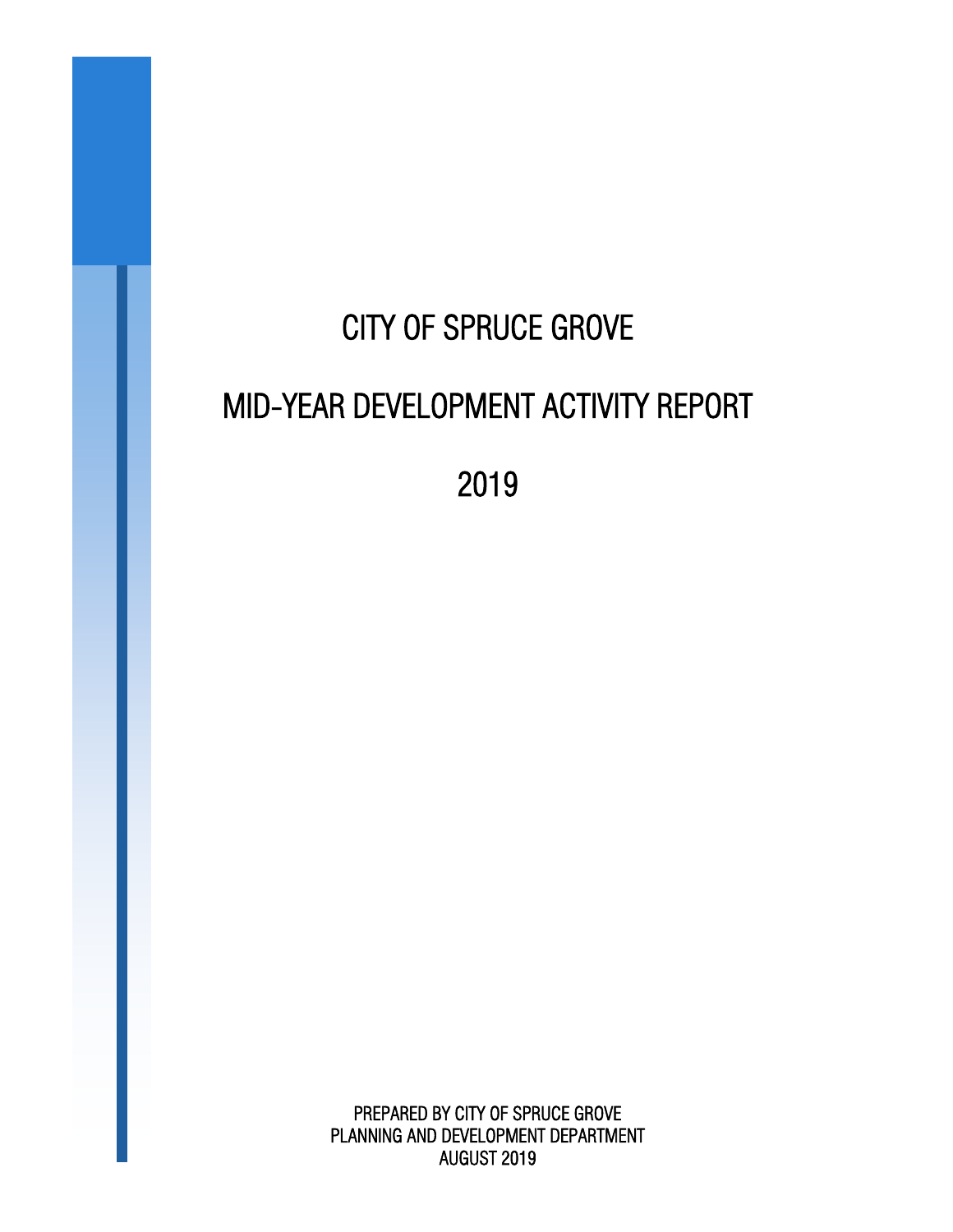# CITY OF SPRUCE GROVE

# MID-YEAR DEVELOPMENT ACTIVITY REPORT

# 2019

PREPARED BY CITY OF SPRUCE GROVE
PLANNING AND DEVELOPMENT DEPARTMENT
AUGUST 2019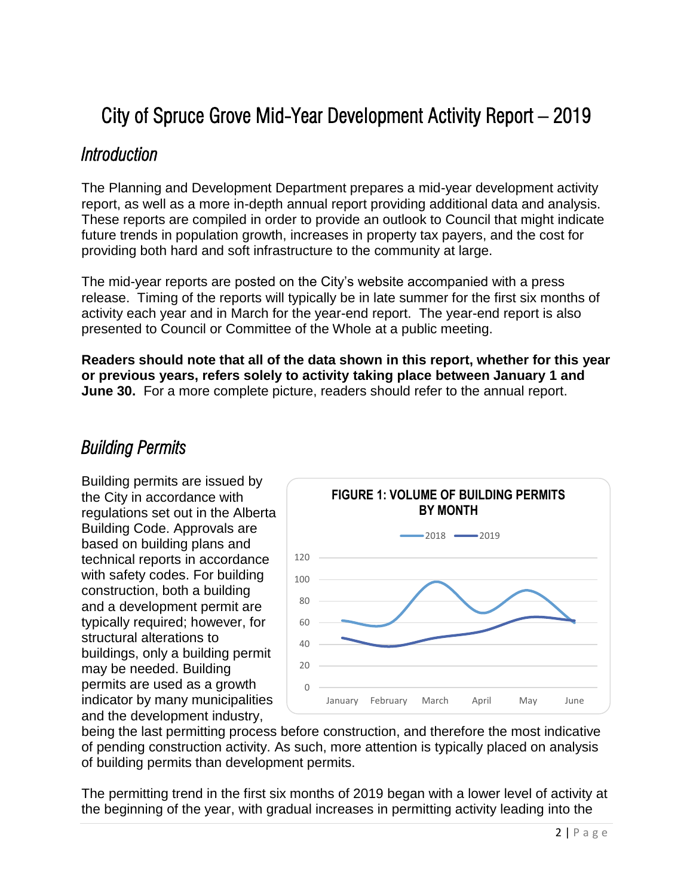# City of Spruce Grove Mid-Year Development Activity Report – 2019

## Introduction

The Planning and Development Department prepares a mid-year development activity report, as well as a more in-depth annual report providing additional data and analysis. These reports are compiled in order to provide an outlook to Council that might indicate future trends in population growth, increases in property tax payers, and the cost for providing both hard and soft infrastructure to the community at large.

The mid-year reports are posted on the City's website accompanied with a press release. Timing of the reports will typically be in late summer for the first six months of activity each year and in March for the year-end report. The year-end report is also presented to Council or Committee of the Whole at a public meeting.

**Readers should note that all of the data shown in this report, whether for this year or previous years, refers solely to activity taking place between January 1 and June 30.** For a more complete picture, readers should refer to the annual report.

## Building Permits

Building permits are issued by the City in accordance with regulations set out in the Alberta Building Code. Approvals are based on building plans and technical reports in accordance with safety codes. For building construction, both a building and a development permit are typically required; however, for structural alterations to buildings, only a building permit may be needed. Building permits are used as a growth indicator by many municipalities and the development industry, being the last permitting process before construction, and therefore the most indicative of pending construction activity. As such, more attention is typically placed on analysis of building permits than development permits.

FIGURE 1: VOLUME OF BUILDING PERMITS BY MONTH

The permitting trend in the first six months of 2019 began with a lower level of activity at the beginning of the year, with gradual increases in permitting activity leading into the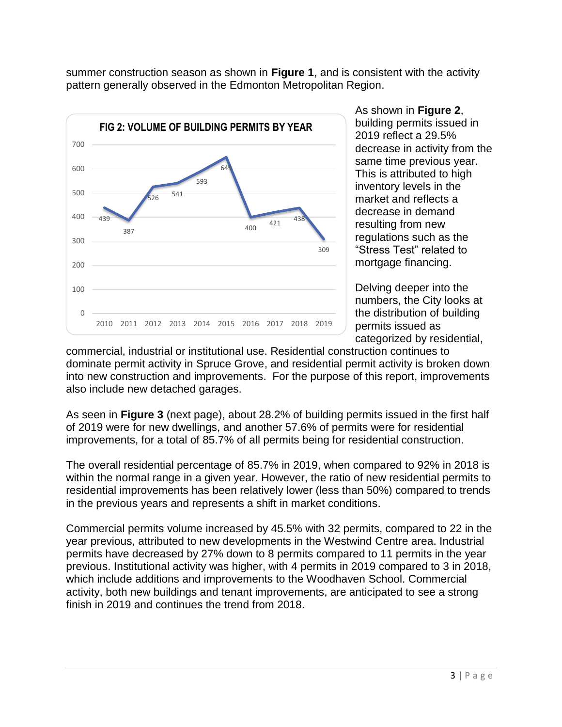summer construction season as shown in **Figure 1**, and is consistent with the activity pattern generally observed in the Edmonton Metropolitan Region.

**FIG 2: VOLUME OF BUILDING PERMITS BY YEAR**

| Year | 2010 | 2011 | 2012 | 2013 | 2014 | 2015 | 2016 | 2017 | 2018 | 2019 |
|---|---|---|---|---|---|---|---|---|---|---|
| Permits | 439 | 387 | 526 | 541 | 593 | 649 | 400 | 421 | 438 | 309 |

As shown in **Figure 2**, building permits issued in 2019 reflect a 29.5% decrease in activity from the same time previous year. This is attributed to high inventory levels in the market and reflects a decrease in demand resulting from new regulations such as the "Stress Test" related to mortgage financing.

Delving deeper into the numbers, the City looks at the distribution of building permits issued as categorized by residential, commercial, industrial or institutional use. Residential construction continues to dominate permit activity in Spruce Grove, and residential permit activity is broken down into new construction and improvements. For the purpose of this report, improvements also include new detached garages.

As seen in **Figure 3** (next page), about 28.2% of building permits issued in the first half of 2019 were for new dwellings, and another 57.6% of permits were for residential improvements, for a total of 85.7% of all permits being for residential construction.

The overall residential percentage of 85.7% in 2019, when compared to 92% in 2018 is within the normal range in a given year. However, the ratio of new residential permits to residential improvements has been relatively lower (less than 50%) compared to trends in the previous years and represents a shift in market conditions.

Commercial permits volume increased by 45.5% with 32 permits, compared to 22 in the year previous, attributed to new developments in the Westwind Centre area. Industrial permits have decreased by 27% down to 8 permits compared to 11 permits in the year previous. Institutional activity was higher, with 4 permits in 2019 compared to 3 in 2018, which include additions and improvements to the Woodhaven School. Commercial activity, both new buildings and tenant improvements, are anticipated to see a strong finish in 2019 and continues the trend from 2018.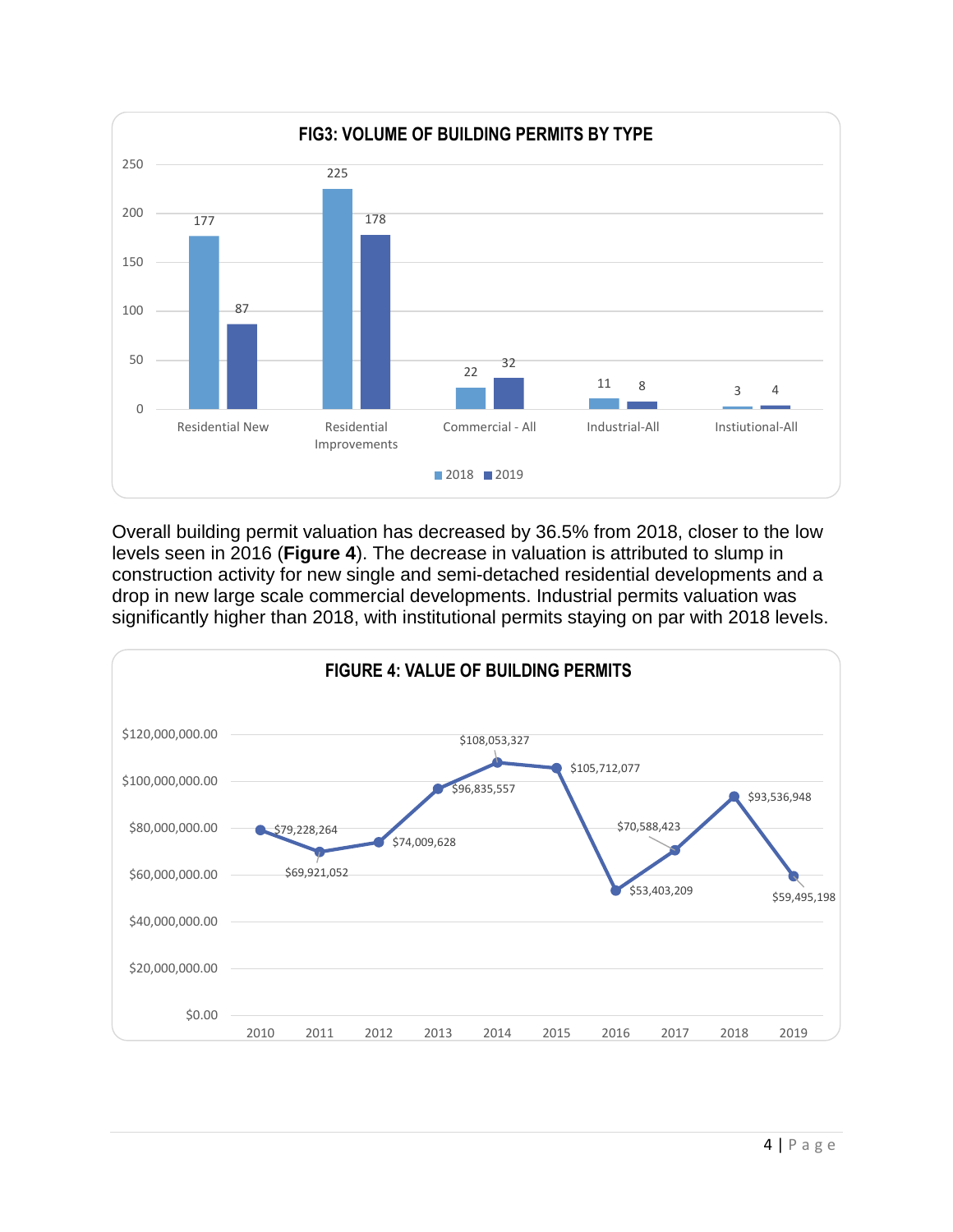**FIG3: VOLUME OF BUILDING PERMITS BY TYPE**

| Type | 2018 | 2019 |
|---|---|---|
| Residential New | 177 | 87 |
| Residential Improvements | 225 | 178 |
| Commercial - All | 22 | 32 |
| Industrial-All | 11 | 8 |
| Instiutional-All | 3 | 4 |

Overall building permit valuation has decreased by 36.5% from 2018, closer to the low levels seen in 2016 (**Figure 4**). The decrease in valuation is attributed to slump in construction activity for new single and semi-detached residential developments and a drop in new large scale commercial developments. Industrial permits valuation was significantly higher than 2018, with institutional permits staying on par with 2018 levels.

**FIGURE 4: VALUE OF BUILDING PERMITS**

| Year | Value |
|---|---|
| 2010 | $79,228,264 |
| 2011 | $69,921,052 |
| 2012 | $74,009,628 |
| 2013 | $96,835,557 |
| 2014 | $108,053,327 |
| 2015 | $105,712,077 |
| 2016 | $53,403,209 |
| 2017 | $70,588,423 |
| 2018 | $93,536,948 |
| 2019 | $59,495,198 |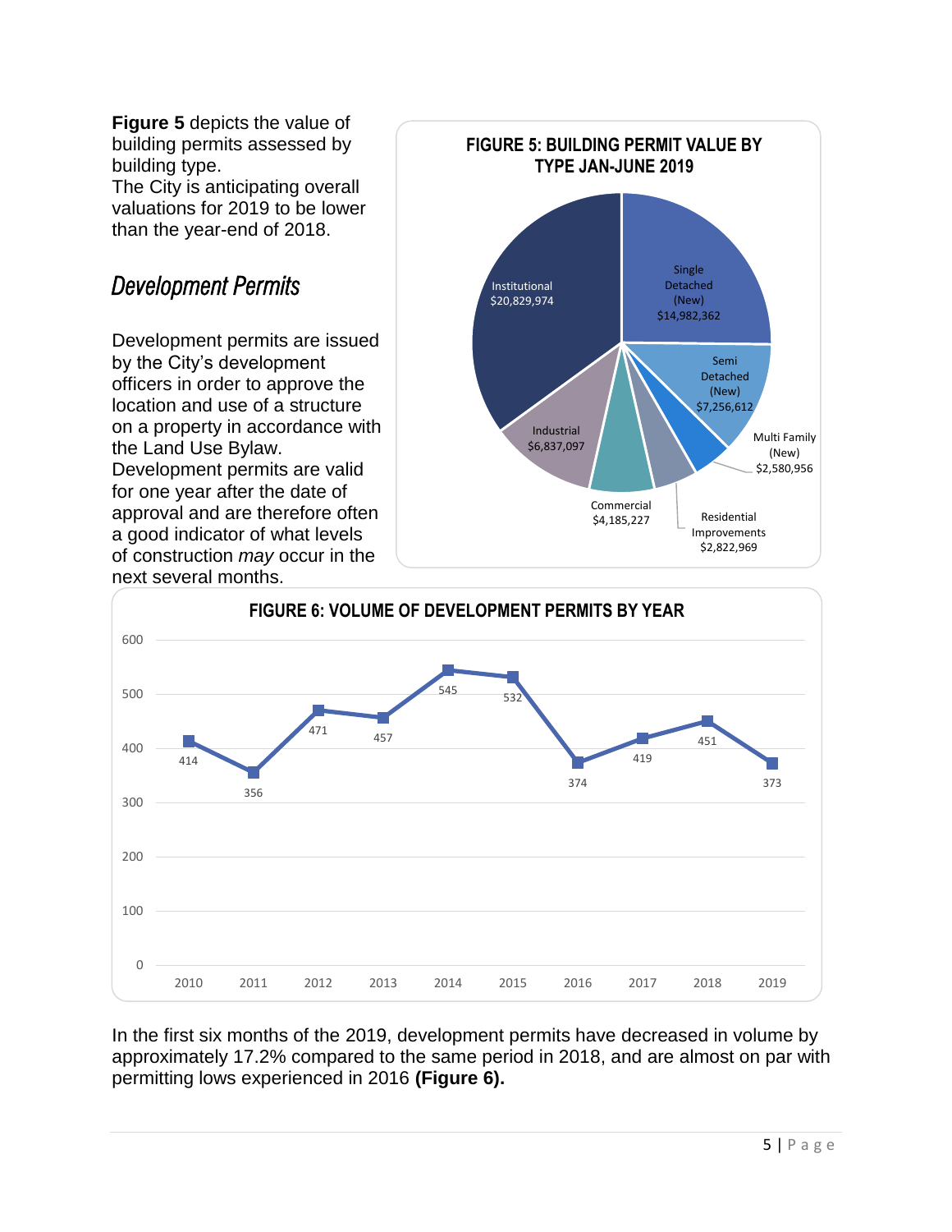**Figure 5** depicts the value of building permits assessed by building type.
The City is anticipating overall valuations for 2019 to be lower than the year-end of 2018.

**FIGURE 5: BUILDING PERMIT VALUE BY TYPE JAN-JUNE 2019**

| Building Type | Value |
| --- | --- |
| Institutional | $20,829,974 |
| Single Detached (New) | $14,982,362 |
| Semi Detached (New) | $7,256,612 |
| Multi Family (New) | $2,580,956 |
| Residential Improvements | $2,822,969 |
| Commercial | $4,185,227 |
| Industrial | $6,837,097 |

## *Development Permits*

Development permits are issued by the City's development officers in order to approve the location and use of a structure on a property in accordance with the Land Use Bylaw. Development permits are valid for one year after the date of approval and are therefore often a good indicator of what levels of construction *may* occur in the next several months.

**FIGURE 6: VOLUME OF DEVELOPMENT PERMITS BY YEAR**

| Year | 2010 | 2011 | 2012 | 2013 | 2014 | 2015 | 2016 | 2017 | 2018 | 2019 |
| --- | --- | --- | --- | --- | --- | --- | --- | --- | --- | --- |
| Development Permits | 414 | 356 | 471 | 457 | 545 | 532 | 374 | 419 | 451 | 373 |

In the first six months of the 2019, development permits have decreased in volume by approximately 17.2% compared to the same period in 2018, and are almost on par with permitting lows experienced in 2016 **(Figure 6).**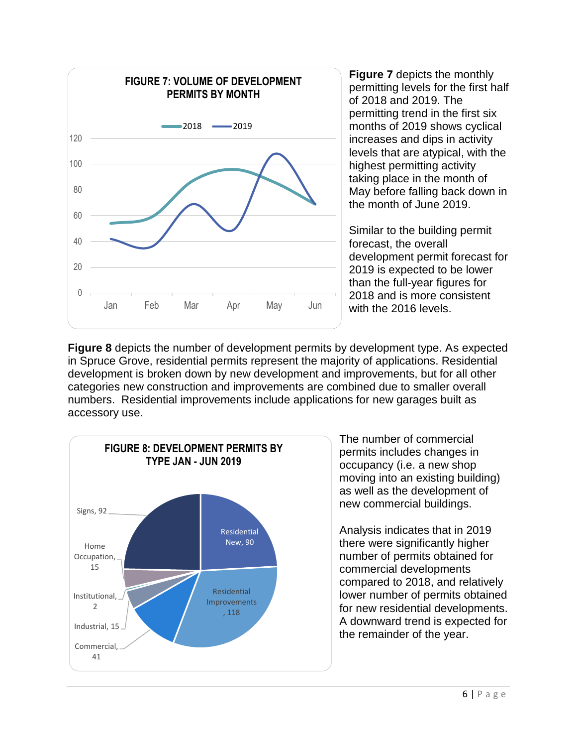**FIGURE 7: VOLUME OF DEVELOPMENT PERMITS BY MONTH**

**Figure 7** depicts the monthly permitting levels for the first half of 2018 and 2019. The permitting trend in the first six months of 2019 shows cyclical increases and dips in activity levels that are atypical, with the highest permitting activity taking place in the month of May before falling back down in the month of June 2019.

Similar to the building permit forecast, the overall development permit forecast for 2019 is expected to be lower than the full-year figures for 2018 and is more consistent with the 2016 levels.

**Figure 8** depicts the number of development permits by development type. As expected in Spruce Grove, residential permits represent the majority of applications. Residential development is broken down by new development and improvements, but for all other categories new construction and improvements are combined due to smaller overall numbers. Residential improvements include applications for new garages built as accessory use.

**FIGURE 8: DEVELOPMENT PERMITS BY TYPE JAN - JUN 2019**

| Type | Permits |
|---|---|
| Residential New | 90 |
| Residential Improvements | 118 |
| Commercial | 41 |
| Industrial | 15 |
| Institutional | 2 |
| Home Occupation | 15 |
| Signs | 92 |

The number of commercial permits includes changes in occupancy (i.e. a new shop moving into an existing building) as well as the development of new commercial buildings.

Analysis indicates that in 2019 there were significantly higher number of permits obtained for commercial developments compared to 2018, and relatively lower number of permits obtained for new residential developments. A downward trend is expected for the remainder of the year.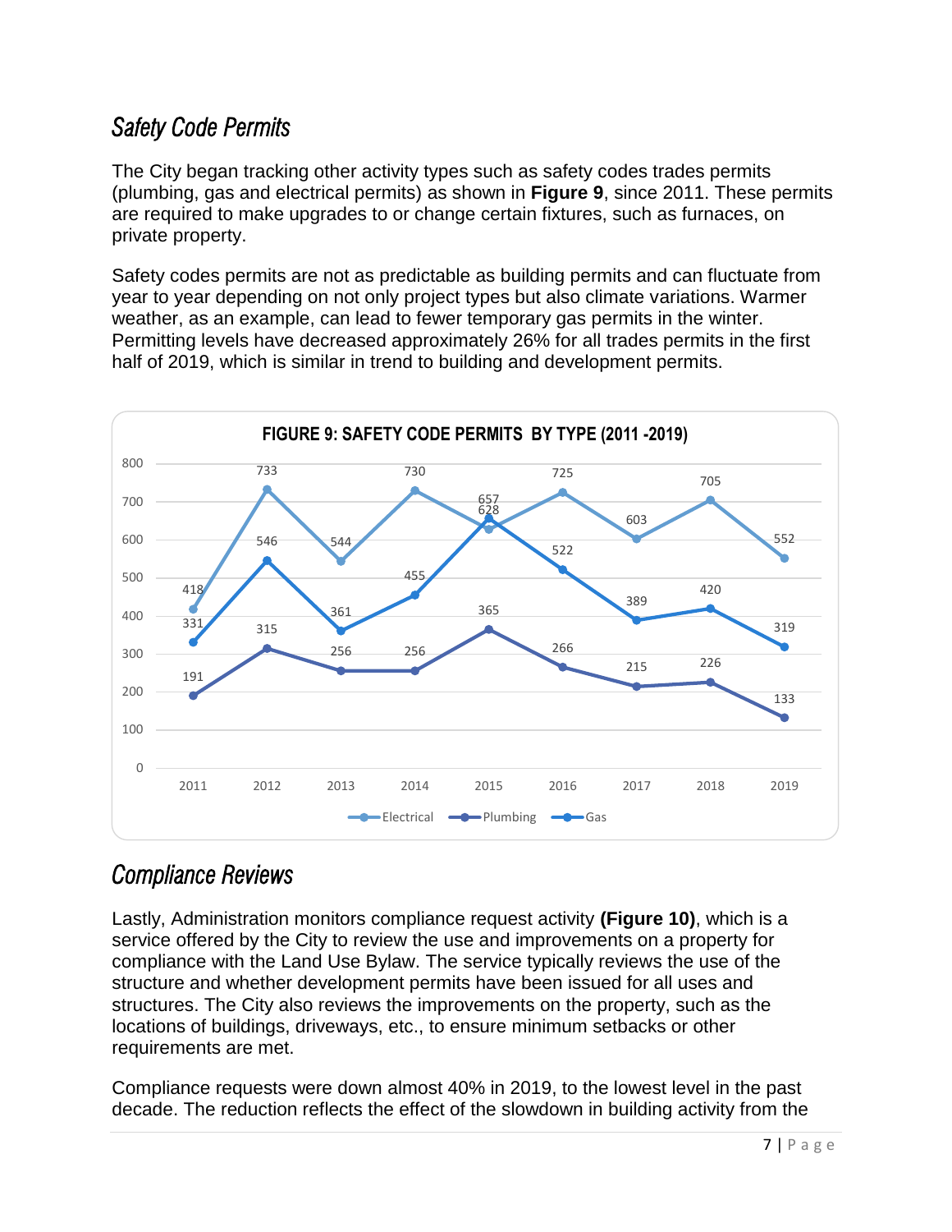## Safety Code Permits

The City began tracking other activity types such as safety codes trades permits (plumbing, gas and electrical permits) as shown in **Figure 9**, since 2011. These permits are required to make upgrades to or change certain fixtures, such as furnaces, on private property.

Safety codes permits are not as predictable as building permits and can fluctuate from year to year depending on not only project types but also climate variations. Warmer weather, as an example, can lead to fewer temporary gas permits in the winter. Permitting levels have decreased approximately 26% for all trades permits in the first half of 2019, which is similar in trend to building and development permits.

**FIGURE 9: SAFETY CODE PERMITS BY TYPE (2011 -2019)**

| Year | Electrical | Plumbing | Gas |
|---|---|---|---|
| 2011 | 418 | 191 | 331 |
| 2012 | 733 | 315 | 546 |
| 2013 | 544 | 256 | 361 |
| 2014 | 730 | 256 | 455 |
| 2015 | 628 | 365 | 657 |
| 2016 | 725 | 266 | 522 |
| 2017 | 603 | 215 | 389 |
| 2018 | 705 | 226 | 420 |
| 2019 | 552 | 133 | 319 |

## Compliance Reviews

Lastly, Administration monitors compliance request activity **(Figure 10)**, which is a service offered by the City to review the use and improvements on a property for compliance with the Land Use Bylaw. The service typically reviews the use of the structure and whether development permits have been issued for all uses and structures. The City also reviews the improvements on the property, such as the locations of buildings, driveways, etc., to ensure minimum setbacks or other requirements are met.

Compliance requests were down almost 40% in 2019, to the lowest level in the past decade. The reduction reflects the effect of the slowdown in building activity from the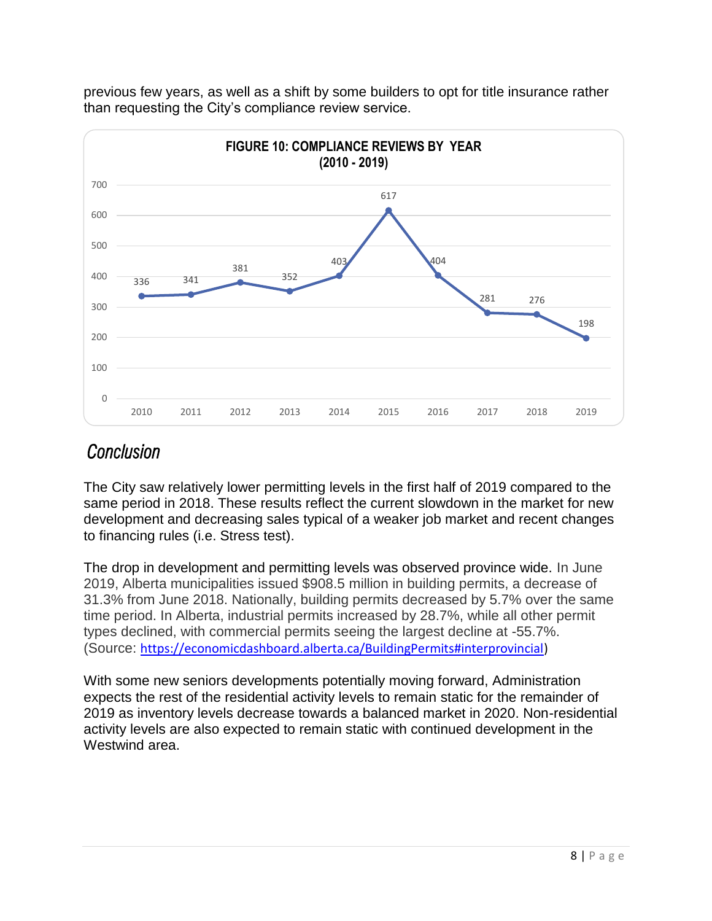previous few years, as well as a shift by some builders to opt for title insurance rather than requesting the City's compliance review service.

**FIGURE 10: COMPLIANCE REVIEWS BY YEAR (2010 - 2019)**

700
600
500
400
300
200
100
0

336 341 381 352 403 617 404 281 276 198

2010 2011 2012 2013 2014 2015 2016 2017 2018 2019

## *Conclusion*

The City saw relatively lower permitting levels in the first half of 2019 compared to the same period in 2018. These results reflect the current slowdown in the market for new development and decreasing sales typical of a weaker job market and recent changes to financing rules (i.e. Stress test).

The drop in development and permitting levels was observed province wide. In June 2019, Alberta municipalities issued $908.5 million in building permits, a decrease of 31.3% from June 2018. Nationally, building permits decreased by 5.7% over the same time period. In Alberta, industrial permits increased by 28.7%, while all other permit types declined, with commercial permits seeing the largest decline at -55.7%. (Source: https://economicdashboard.alberta.ca/BuildingPermits#interprovincial)

With some new seniors developments potentially moving forward, Administration expects the rest of the residential activity levels to remain static for the remainder of 2019 as inventory levels decrease towards a balanced market in 2020. Non-residential activity levels are also expected to remain static with continued development in the Westwind area.